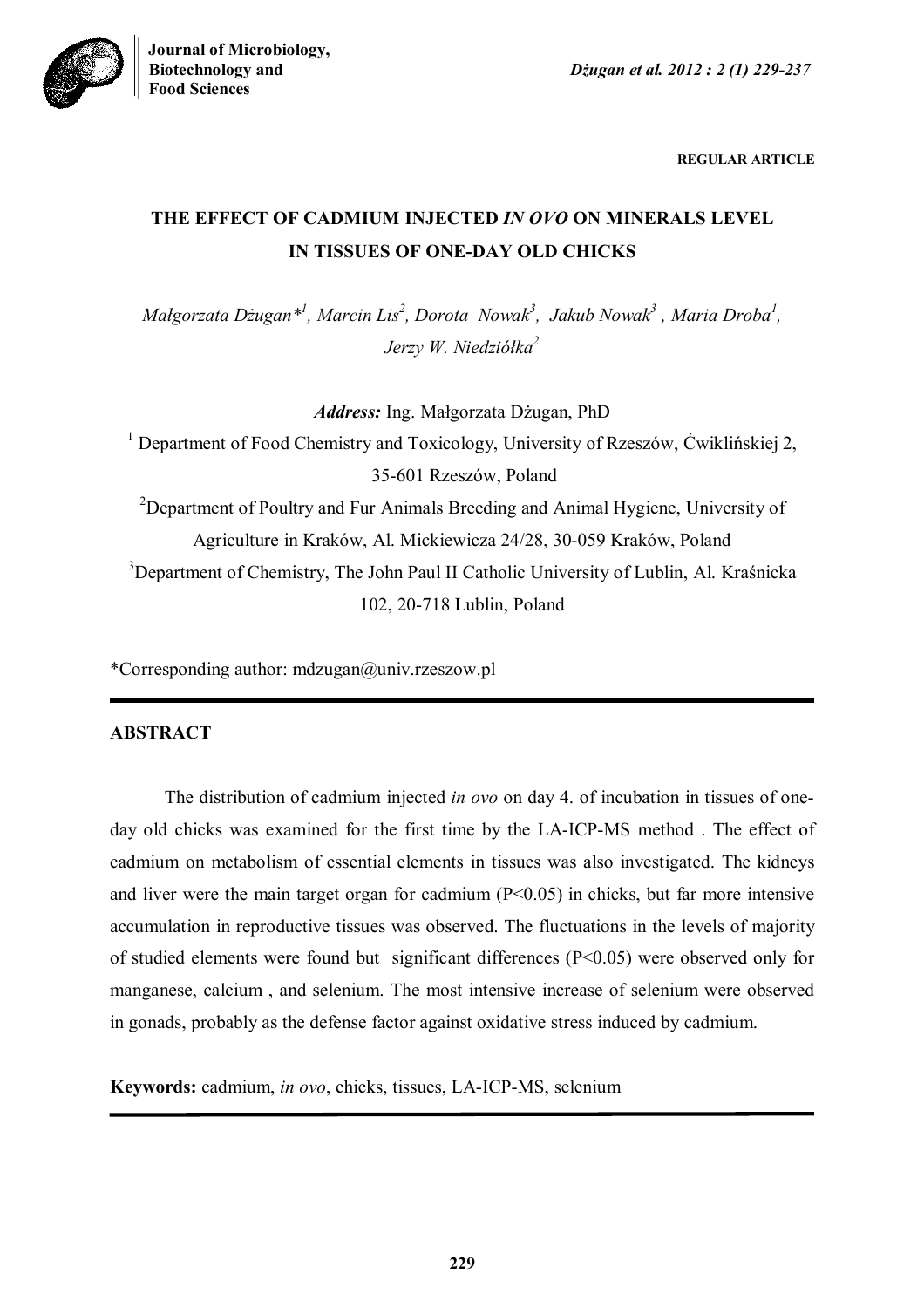REGULAR ARTICLE

# THE EFFECT OF CADMIUM INJECTED *IN OVO* ON MINERALS LEVEL IN TISSUES OF ONE-DAY OLD CHICKS

*Małgorzata Dżugan*[*1], *Marcin Lis*[2], *Dorota Nowak*[3], *Jakub Nowak*[3], *Maria Droba*[1], *Jerzy W. Niedziółka*[2]

***Address:*** Ing. Małgorzata Dżugan, PhD

[1] Department of Food Chemistry and Toxicology, University of Rzeszów, Ćwiklińskiej 2, 35-601 Rzeszów, Poland

[2] Department of Poultry and Fur Animals Breeding and Animal Hygiene, University of Agriculture in Kraków, Al. Mickiewicza 24/28, 30-059 Kraków, Poland

[3] Department of Chemistry, The John Paul II Catholic University of Lublin, Al. Kraśnicka 102, 20-718 Lublin, Poland

*Corresponding author: mdzugan@univ.rzeszow.pl

## ABSTRACT

The distribution of cadmium injected *in ovo* on day 4. of incubation in tissues of one-day old chicks was examined for the first time by the LA-ICP-MS method . The effect of cadmium on metabolism of essential elements in tissues was also investigated. The kidneys and liver were the main target organ for cadmium ($P<0.05$) in chicks, but far more intensive accumulation in reproductive tissues was observed. The fluctuations in the levels of majority of studied elements were found but significant differences ($P<0.05$) were observed only for manganese, calcium , and selenium. The most intensive increase of selenium were observed in gonads, probably as the defense factor against oxidative stress induced by cadmium.

**Keywords:** cadmium, *in ovo*, chicks, tissues, LA-ICP-MS, selenium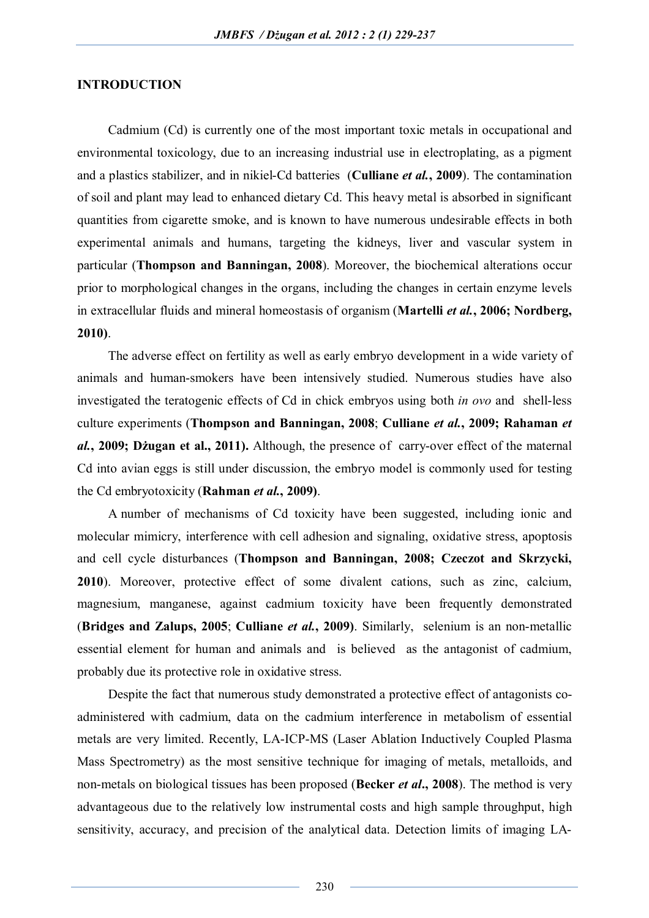## INTRODUCTION

Cadmium (Cd) is currently one of the most important toxic metals in occupational and environmental toxicology, due to an increasing industrial use in electroplating, as a pigment and a plastics stabilizer, and in nikiel-Cd batteries (**Culliane *et al.*, 2009**). The contamination of soil and plant may lead to enhanced dietary Cd. This heavy metal is absorbed in significant quantities from cigarette smoke, and is known to have numerous undesirable effects in both experimental animals and humans, targeting the kidneys, liver and vascular system in particular (**Thompson and Banningan, 2008**). Moreover, the biochemical alterations occur prior to morphological changes in the organs, including the changes in certain enzyme levels in extracellular fluids and mineral homeostasis of organism (**Martelli *et al.*, 2006; Nordberg, 2010)**.

The adverse effect on fertility as well as early embryo development in a wide variety of animals and human-smokers have been intensively studied. Numerous studies have also investigated the teratogenic effects of Cd in chick embryos using both *in ovo* and shell-less culture experiments (**Thompson and Banningan, 2008**; **Culliane *et al.*, 2009; Rahaman *et al.*, 2009; Dżugan et al., 2011).** Although, the presence of carry-over effect of the maternal Cd into avian eggs is still under discussion, the embryo model is commonly used for testing the Cd embryotoxicity (**Rahman *et al.*, 2009)**.

A number of mechanisms of Cd toxicity have been suggested, including ionic and molecular mimicry, interference with cell adhesion and signaling, oxidative stress, apoptosis and cell cycle disturbances (**Thompson and Banningan, 2008; Czeczot and Skrzycki, 2010**). Moreover, protective effect of some divalent cations, such as zinc, calcium, magnesium, manganese, against cadmium toxicity have been frequently demonstrated (**Bridges and Zalups, 2005**; **Culliane *et al.*, 2009)**. Similarly, selenium is an non-metallic essential element for human and animals and is believed as the antagonist of cadmium, probably due its protective role in oxidative stress.

Despite the fact that numerous study demonstrated a protective effect of antagonists co-administered with cadmium, data on the cadmium interference in metabolism of essential metals are very limited. Recently, LA-ICP-MS (Laser Ablation Inductively Coupled Plasma Mass Spectrometry) as the most sensitive technique for imaging of metals, metalloids, and non-metals on biological tissues has been proposed (**Becker *et al*., 2008**). The method is very advantageous due to the relatively low instrumental costs and high sample throughput, high sensitivity, accuracy, and precision of the analytical data. Detection limits of imaging LA-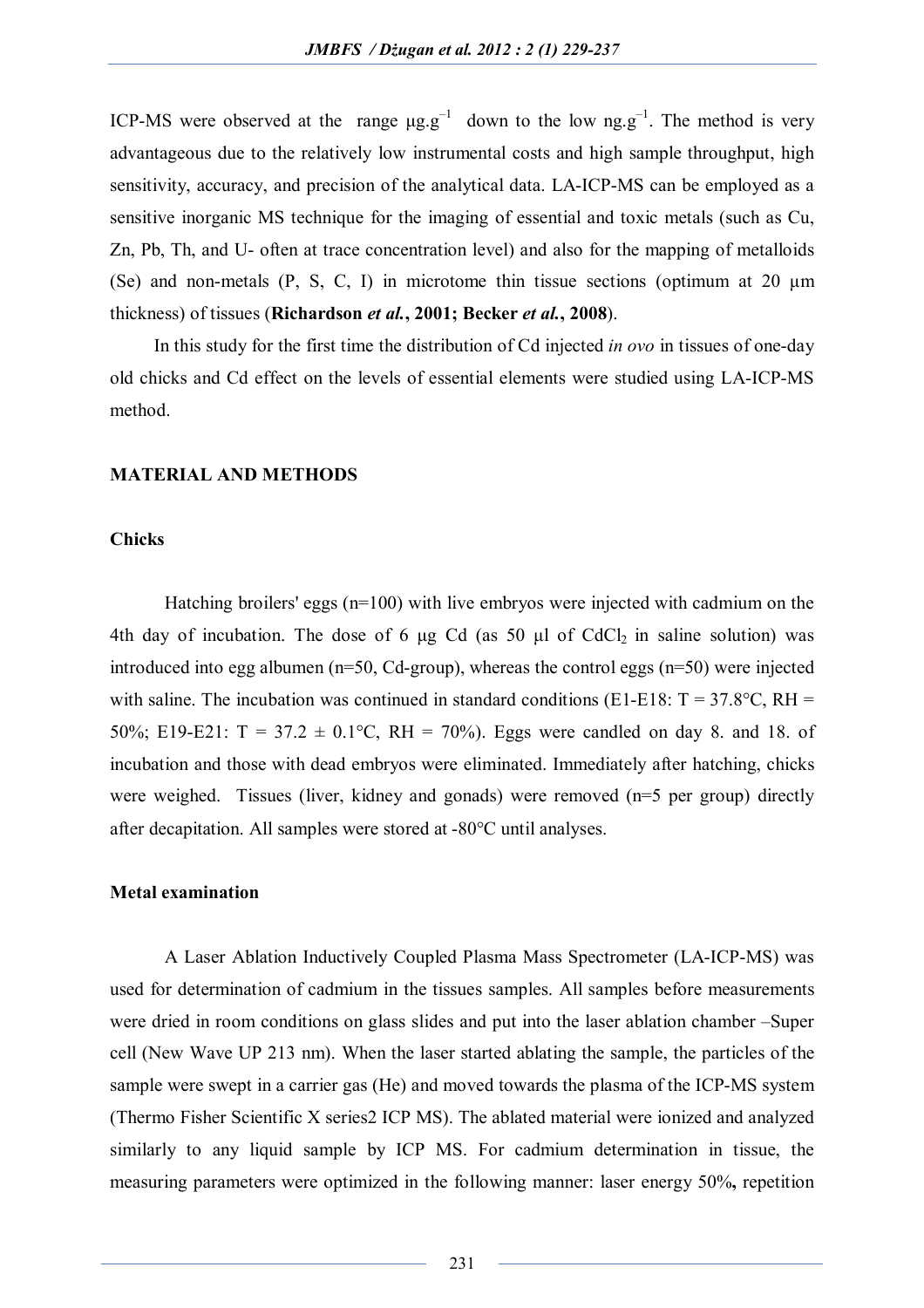ICP-MS were observed at the range $\mu g.g^{-1}$ down to the low $ng.g^{-1}$. The method is very advantageous due to the relatively low instrumental costs and high sample throughput, high sensitivity, accuracy, and precision of the analytical data. LA-ICP-MS can be employed as a sensitive inorganic MS technique for the imaging of essential and toxic metals (such as Cu, Zn, Pb, Th, and U- often at trace concentration level) and also for the mapping of metalloids (Se) and non-metals (P, S, C, I) in microtome thin tissue sections (optimum at 20 µm thickness) of tissues (**Richardson *et al.*, 2001; Becker *et al.*, 2008**).

In this study for the first time the distribution of Cd injected *in ovo* in tissues of one-day old chicks and Cd effect on the levels of essential elements were studied using LA-ICP-MS method.

## MATERIAL AND METHODS

### Chicks

Hatching broilers' eggs (n=100) with live embryos were injected with cadmium on the 4th day of incubation. The dose of 6 µg Cd (as 50 µl of $CdCl_2$ in saline solution) was introduced into egg albumen (n=50, Cd-group), whereas the control eggs (n=50) were injected with saline. The incubation was continued in standard conditions (E1-E18: T = 37.8°C, RH = 50%; E19-E21: T = 37.2 ± 0.1°C, RH = 70%). Eggs were candled on day 8. and 18. of incubation and those with dead embryos were eliminated. Immediately after hatching, chicks were weighed. Tissues (liver, kidney and gonads) were removed (n=5 per group) directly after decapitation. All samples were stored at -80°C until analyses.

### Metal examination

A Laser Ablation Inductively Coupled Plasma Mass Spectrometer (LA-ICP-MS) was used for determination of cadmium in the tissues samples. All samples before measurements were dried in room conditions on glass slides and put into the laser ablation chamber –Super cell (New Wave UP 213 nm). When the laser started ablating the sample, the particles of the sample were swept in a carrier gas (He) and moved towards the plasma of the ICP-MS system (Thermo Fisher Scientific X series2 ICP MS). The ablated material were ionized and analyzed similarly to any liquid sample by ICP MS. For cadmium determination in tissue, the measuring parameters were optimized in the following manner: laser energy 50%**,** repetition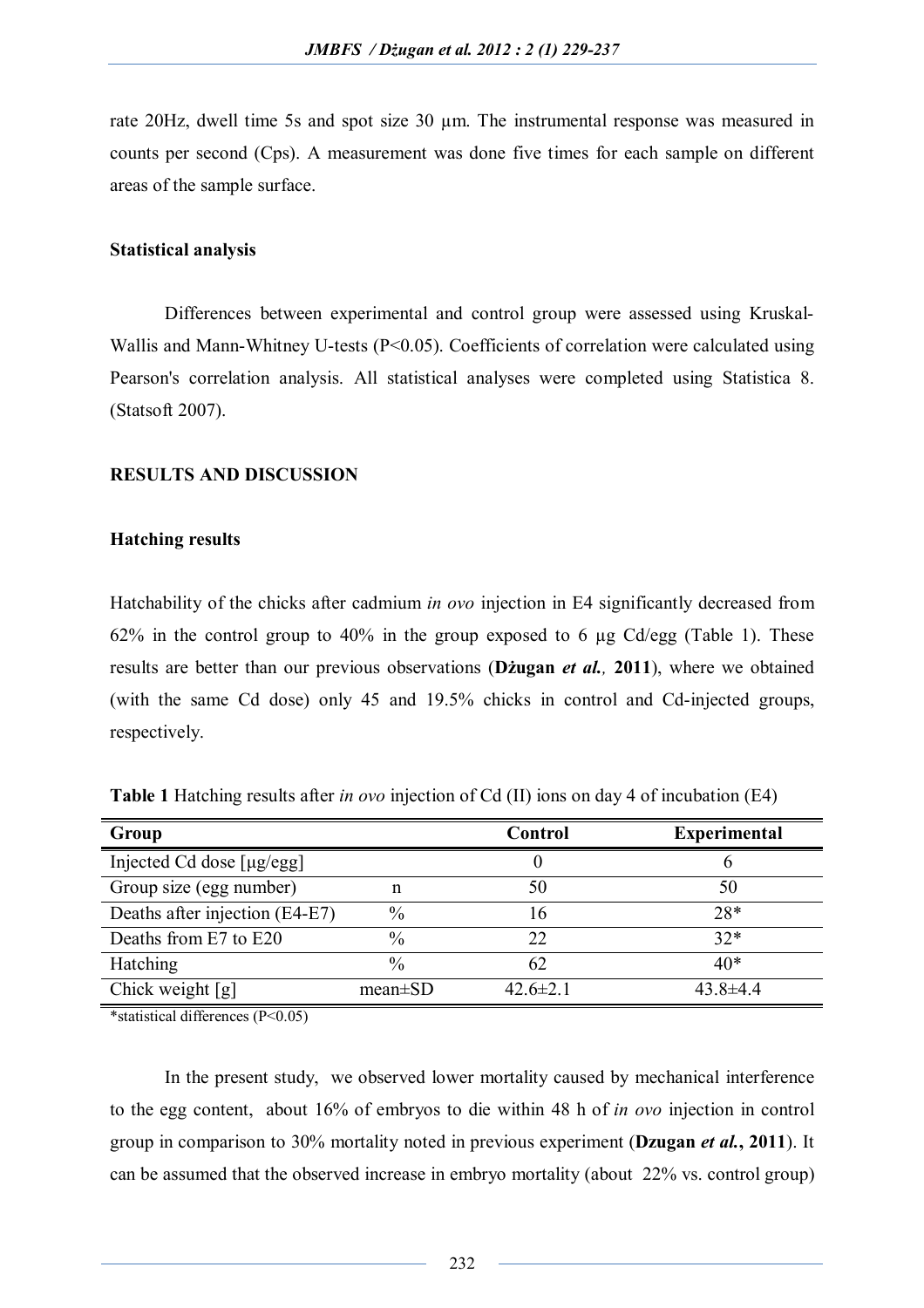rate 20Hz, dwell time 5s and spot size 30 µm. The instrumental response was measured in counts per second (Cps). A measurement was done five times for each sample on different areas of the sample surface.

### Statistical analysis

Differences between experimental and control group were assessed using Kruskal-Wallis and Mann-Whitney U-tests ($P<0.05$). Coefficients of correlation were calculated using Pearson's correlation analysis. All statistical analyses were completed using Statistica 8. (Statsoft 2007).

## RESULTS AND DISCUSSION

### Hatching results

Hatchability of the chicks after cadmium *in ovo* injection in E4 significantly decreased from 62% in the control group to 40% in the group exposed to 6 µg Cd/egg (Table 1). These results are better than our previous observations (**Dżugan *et al.,* 2011**), where we obtained (with the same Cd dose) only 45 and 19.5% chicks in control and Cd-injected groups, respectively.

**Table 1** Hatching results after *in ovo* injection of Cd (II) ions on day 4 of incubation (E4)

| Group | | Control | Experimental |
|---|---|---|---|
| Injected Cd dose [µg/egg] | | 0 | 6 |
| Group size (egg number) | n | 50 | 50 |
| Deaths after injection (E4-E7) | % | 16 | 28* |
| Deaths from E7 to E20 | % | 22 | 32* |
| Hatching | % | 62 | 40* |
| Chick weight [g] | mean±SD | 42.6±2.1 | 43.8±4.4 |

*statistical differences ($P<0.05$)

In the present study, we observed lower mortality caused by mechanical interference to the egg content, about 16% of embryos to die within 48 h of *in ovo* injection in control group in comparison to 30% mortality noted in previous experiment (**Dzugan *et al.*, 2011**). It can be assumed that the observed increase in embryo mortality (about 22% vs. control group)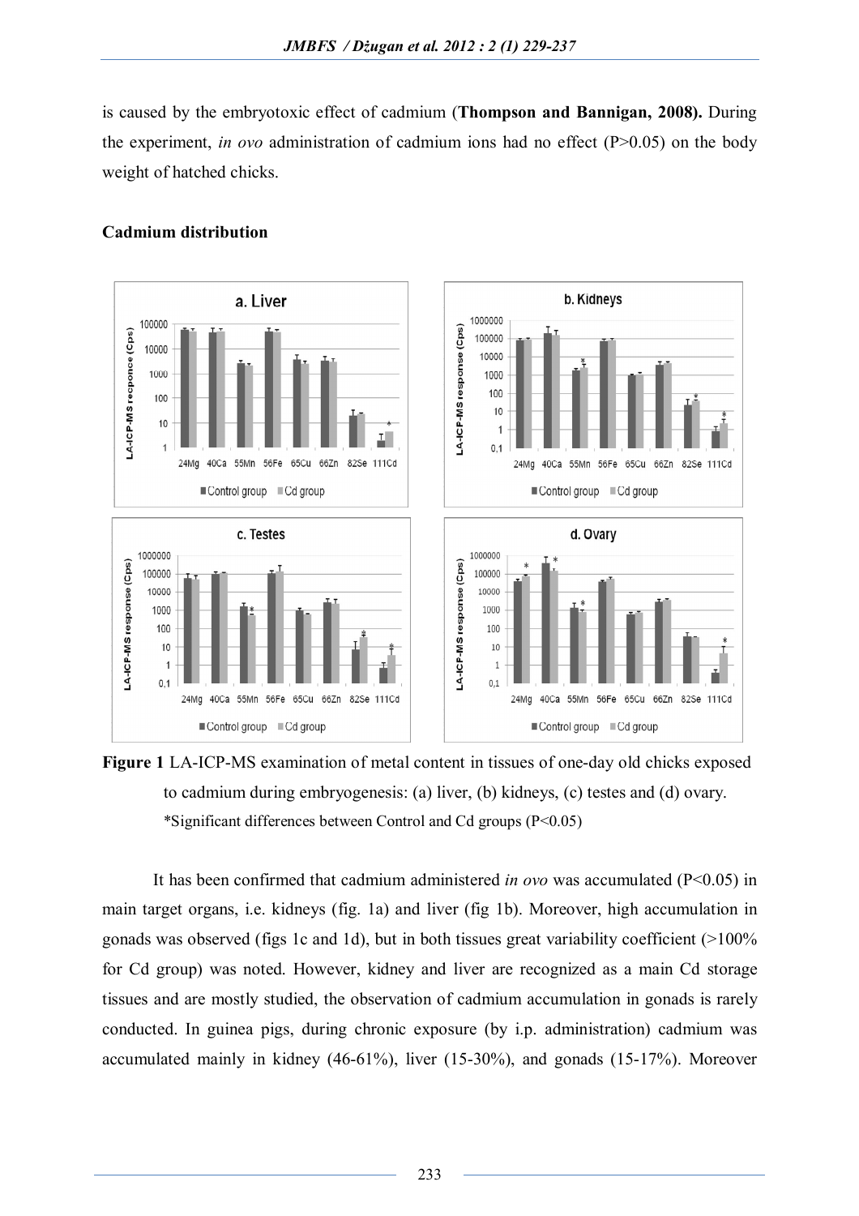is caused by the embryotoxic effect of cadmium (**Thompson and Bannigan, 2008).** During the experiment, *in ovo* administration of cadmium ions had no effect (P>0.05) on the body weight of hatched chicks.

**Cadmium distribution**

**Figure 1** LA-ICP-MS examination of metal content in tissues of one-day old chicks exposed to cadmium during embryogenesis: (a) liver, (b) kidneys, (c) testes and (d) ovary.
*Significant differences between Control and Cd groups (P<0.05)

It has been confirmed that cadmium administered *in ovo* was accumulated (P<0.05) in main target organs, i.e. kidneys (fig. 1a) and liver (fig 1b). Moreover, high accumulation in gonads was observed (figs 1c and 1d), but in both tissues great variability coefficient (>100% for Cd group) was noted. However, kidney and liver are recognized as a main Cd storage tissues and are mostly studied, the observation of cadmium accumulation in gonads is rarely conducted. In guinea pigs, during chronic exposure (by i.p. administration) cadmium was accumulated mainly in kidney (46-61%), liver (15-30%), and gonads (15-17%). Moreover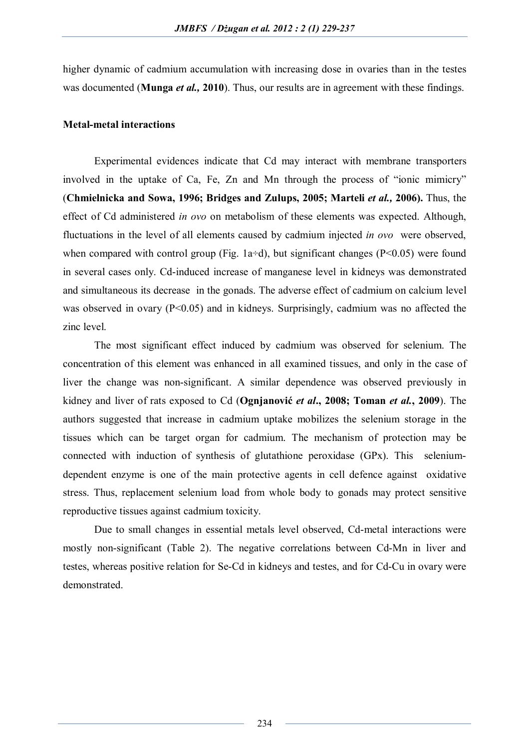higher dynamic of cadmium accumulation with increasing dose in ovaries than in the testes was documented (**Munga *et al.,* 2010**). Thus, our results are in agreement with these findings.

## Metal-metal interactions

Experimental evidences indicate that Cd may interact with membrane transporters involved in the uptake of Ca, Fe, Zn and Mn through the process of "ionic mimicry" (**Chmielnicka and Sowa, 1996; Bridges and Zulups, 2005; Marteli *et al.,* 2006).** Thus, the effect of Cd administered *in ovo* on metabolism of these elements was expected. Although, fluctuations in the level of all elements caused by cadmium injected *in ovo* were observed, when compared with control group (Fig. 1a÷d), but significant changes ($P<0.05$) were found in several cases only. Cd-induced increase of manganese level in kidneys was demonstrated and simultaneous its decrease in the gonads. The adverse effect of cadmium on calcium level was observed in ovary ($P<0.05$) and in kidneys. Surprisingly, cadmium was no affected the zinc level.

The most significant effect induced by cadmium was observed for selenium. The concentration of this element was enhanced in all examined tissues, and only in the case of liver the change was non-significant. A similar dependence was observed previously in kidney and liver of rats exposed to Cd (**Ognjanović *et al*., 2008; Toman *et al.*, 2009**). The authors suggested that increase in cadmium uptake mobilizes the selenium storage in the tissues which can be target organ for cadmium. The mechanism of protection may be connected with induction of synthesis of glutathione peroxidase (GPx). This selenium-dependent enzyme is one of the main protective agents in cell defence against oxidative stress. Thus, replacement selenium load from whole body to gonads may protect sensitive reproductive tissues against cadmium toxicity.

Due to small changes in essential metals level observed, Cd-metal interactions were mostly non-significant (Table 2). The negative correlations between Cd-Mn in liver and testes, whereas positive relation for Se-Cd in kidneys and testes, and for Cd-Cu in ovary were demonstrated.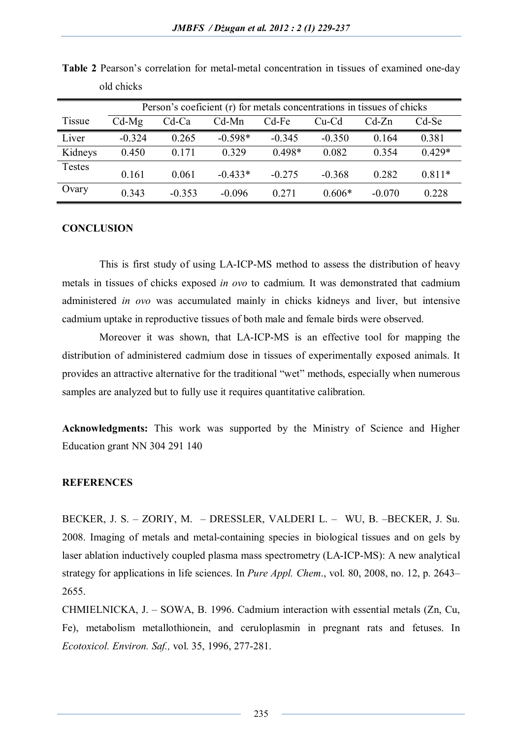**Table 2** Pearson's correlation for metal-metal concentration in tissues of examined one-day old chicks

| Tissue | Person's coeficient (r) for metals concentrations in tissues of chicks | | | | | | |
|---|---|---|---|---|---|---|---|
| | Cd-Mg | Cd-Ca | Cd-Mn | Cd-Fe | Cu-Cd | Cd-Zn | Cd-Se |
| Liver | -0.324 | 0.265 | -0.598* | -0.345 | -0.350 | 0.164 | 0.381 |
| Kidneys | 0.450 | 0.171 | 0.329 | 0.498* | 0.082 | 0.354 | 0.429* |
| Testes | 0.161 | 0.061 | -0.433* | -0.275 | -0.368 | 0.282 | 0.811* |
| Ovary | 0.343 | -0.353 | -0.096 | 0.271 | 0.606* | -0.070 | 0.228 |

## CONCLUSION

This is first study of using LA-ICP-MS method to assess the distribution of heavy metals in tissues of chicks exposed *in ovo* to cadmium. It was demonstrated that cadmium administered *in ovo* was accumulated mainly in chicks kidneys and liver, but intensive cadmium uptake in reproductive tissues of both male and female birds were observed.

Moreover it was shown, that LA-ICP-MS is an effective tool for mapping the distribution of administered cadmium dose in tissues of experimentally exposed animals. It provides an attractive alternative for the traditional "wet" methods, especially when numerous samples are analyzed but to fully use it requires quantitative calibration.

**Acknowledgments:** This work was supported by the Ministry of Science and Higher Education grant NN 304 291 140

## REFERENCES

BECKER, J. S. – ZORIY, M. – DRESSLER, VALDERI L. – WU, B. –BECKER, J. Su. 2008. Imaging of metals and metal-containing species in biological tissues and on gels by laser ablation inductively coupled plasma mass spectrometry (LA-ICP-MS): A new analytical strategy for applications in life sciences. In *Pure Appl. Chem*., vol. 80, 2008, no. 12, p. 2643–2655.

CHMIELNICKA, J. – SOWA, B. 1996. Cadmium interaction with essential metals (Zn, Cu, Fe), metabolism metallothionein, and ceruloplasmin in pregnant rats and fetuses. In *Ecotoxicol. Environ. Saf.,* vol. 35, 1996, 277-281.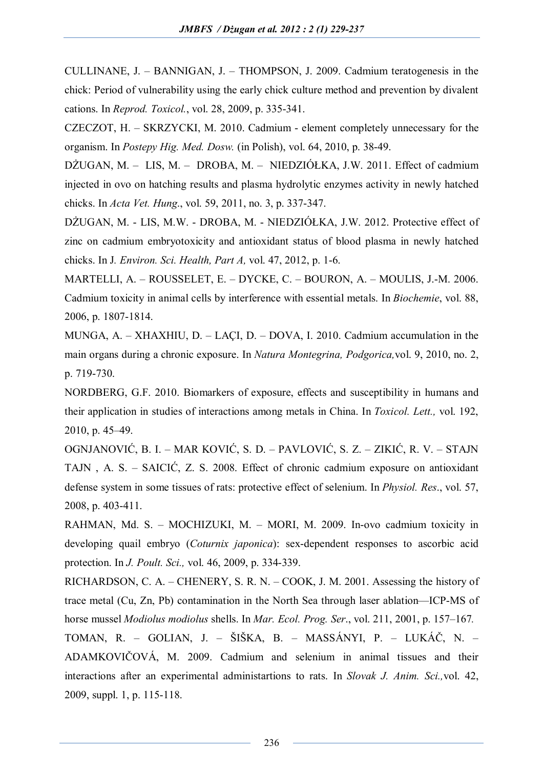CULLINANE, J. – BANNIGAN, J. – THOMPSON, J. 2009. Cadmium teratogenesis in the chick: Period of vulnerability using the early chick culture method and prevention by divalent cations. In *Reprod. Toxicol.*, vol. 28, 2009, p. 335-341.

CZECZOT, H. – SKRZYCKI, M. 2010. Cadmium - element completely unnecessary for the organism. In *Postepy Hig. Med. Dosw.* (in Polish), vol. 64, 2010, p. 38-49.

DŻUGAN, M. – LIS, M. – DROBA, M. – NIEDZIÓŁKA, J.W. 2011. Effect of cadmium injected in ovo on hatching results and plasma hydrolytic enzymes activity in newly hatched chicks. In *Acta Vet. Hung*., vol. 59, 2011, no. 3, p. 337-347.

DŻUGAN, M. - LIS, M.W. - DROBA, M. - NIEDZIÓŁKA, J.W. 2012. Protective effect of zinc on cadmium embryotoxicity and antioxidant status of blood plasma in newly hatched chicks. In J*. Environ. Sci. Health, Part A,* vol. 47, 2012, p. 1-6.

MARTELLI, A. – ROUSSELET, E. – DYCKE, C. – BOURON, A. – MOULIS, J.-M. 2006. Cadmium toxicity in animal cells by interference with essential metals. In *Biochemie*, vol. 88, 2006, p. 1807-1814.

MUNGA, A. – XHAXHIU, D. – LAÇI, D. – DOVA, I. 2010. Cadmium accumulation in the main organs during a chronic exposure. In *Natura Montegrina, Podgorica,*vol. 9, 2010, no. 2, p. 719-730.

NORDBERG, G.F. 2010. Biomarkers of exposure, effects and susceptibility in humans and their application in studies of interactions among metals in China. In *Toxicol. Lett.,* vol. 192, 2010, p. 45–49.

OGNJANOVIĆ, B. I. – MAR KOVIĆ, S. D. – PAVLOVIĆ, S. Z. – ZIKIĆ, R. V. – STAJN TAJN , A. S. – SAICIĆ, Z. S. 2008. Effect of chronic cadmium exposure on antioxidant defense system in some tissues of rats: protective effect of selenium. In *Physiol. Res*., vol. 57, 2008, p. 403-411.

RAHMAN, Md. S. – MOCHIZUKI, M. – MORI, M. 2009. In-ovo cadmium toxicity in developing quail embryo (*Coturnix japonica*): sex-dependent responses to ascorbic acid protection. In *J. Poult. Sci.,* vol. 46, 2009, p. 334-339.

RICHARDSON, C. A. – CHENERY, S. R. N. – COOK, J. M. 2001. Assessing the history of trace metal (Cu, Zn, Pb) contamination in the North Sea through laser ablation—ICP-MS of horse mussel *Modiolus modiolus* shells. In *Mar. Ecol. Prog. Ser*., vol. 211, 2001, p. 157–167*.*

TOMAN, R. – GOLIAN, J. – ŠIŠKA, B. – MASSÁNYI, P. – LUKÁČ, N. – ADAMKOVIČOVÁ, M. 2009. Cadmium and selenium in animal tissues and their interactions after an experimental administartions to rats. In *Slovak J. Anim. Sci.,*vol. 42, 2009, suppl. 1, p. 115-118.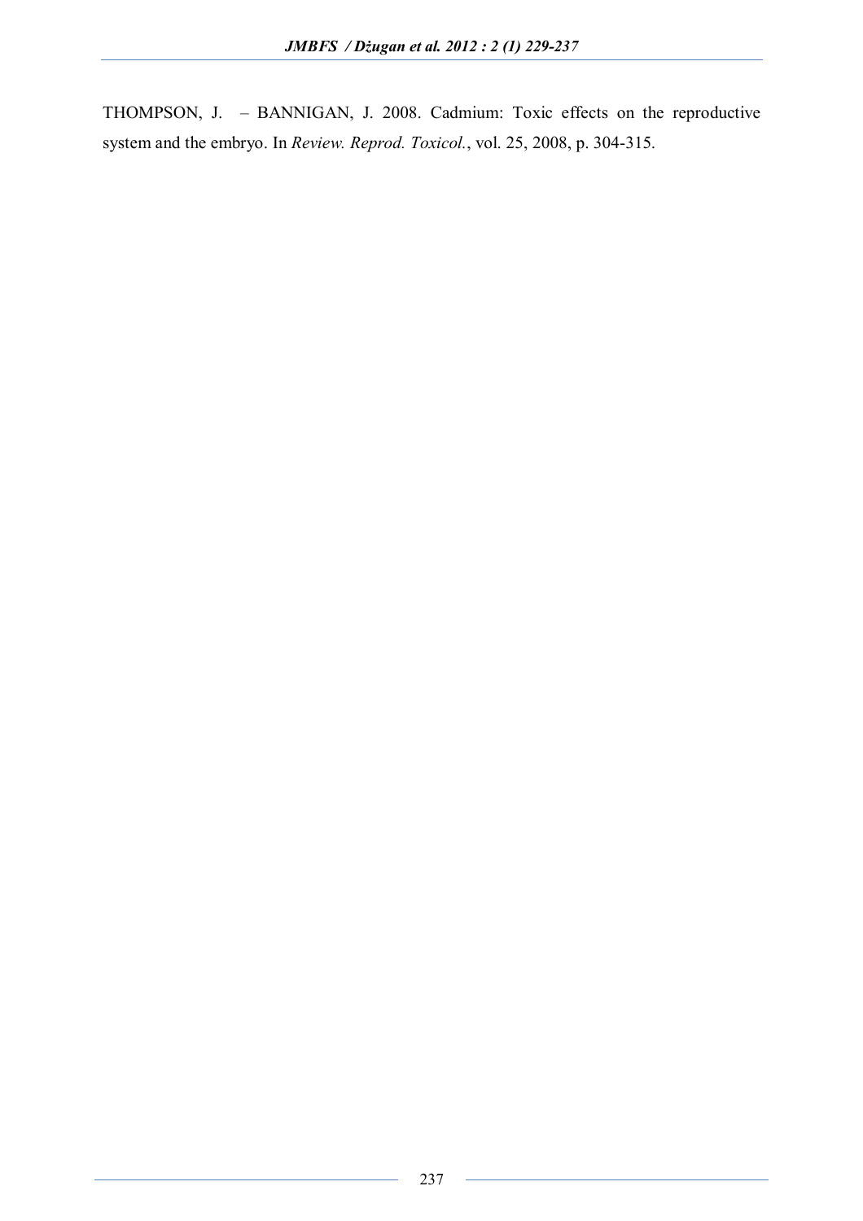THOMPSON, J. – BANNIGAN, J. 2008. Cadmium: Toxic effects on the reproductive system and the embryo. In *Review. Reprod. Toxicol.*, vol. 25, 2008, p. 304-315.